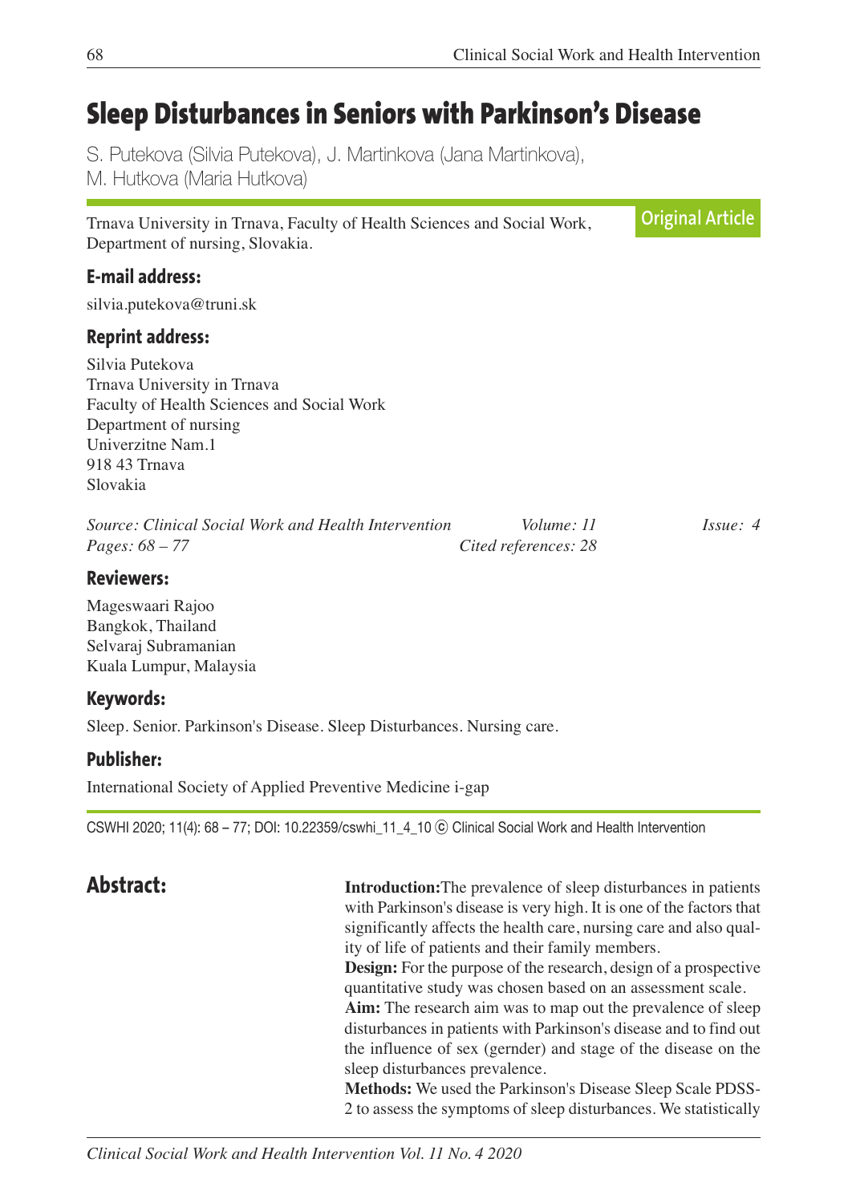# Sleep Disturbances in Seniors with Parkinson's Disease

S. Putekova (Silvia Putekova), J. Martinkova (Jana Martinkova), M. Hutkova (Maria Hutkova)

Trnava University in Trnava, Faculty of Health Sciences and Social Work, Department of nursing, Slovakia.

**Original Article**

## E-mail address:

silvia.putekova@truni.sk

## Reprint address:

Silvia Putekova
Trnava University in Trnava
Faculty of Health Sciences and Social Work
Department of nursing
Univerzitne Nam.1
918 43 Trnava
Slovakia

*Source: Clinical Social Work and Health Intervention* *Volume: 11* *Issue: 4*
*Pages: 68 – 77* *Cited references: 28*

## Reviewers:

Mageswaari Rajoo
Bangkok, Thailand
Selvaraj Subramanian
Kuala Lumpur, Malaysia

## Keywords:

Sleep. Senior. Parkinson's Disease. Sleep Disturbances. Nursing care.

## Publisher:

International Society of Applied Preventive Medicine i-gap

CSWHI 2020; 11(4): 68 – 77; DOI: 10.22359/cswhi_11_4_10 © Clinical Social Work and Health Intervention

## Abstract:

**Introduction:**The prevalence of sleep disturbances in patients with Parkinson's disease is very high. It is one of the factors that significantly affects the health care, nursing care and also quality of life of patients and their family members.

**Design:** For the purpose of the research, design of a prospective quantitative study was chosen based on an assessment scale.

**Aim:** The research aim was to map out the prevalence of sleep disturbances in patients with Parkinson's disease and to find out the influence of sex (gernder) and stage of the disease on the sleep disturbances prevalence.

**Methods:** We used the Parkinson's Disease Sleep Scale PDSS-2 to assess the symptoms of sleep disturbances. We statistically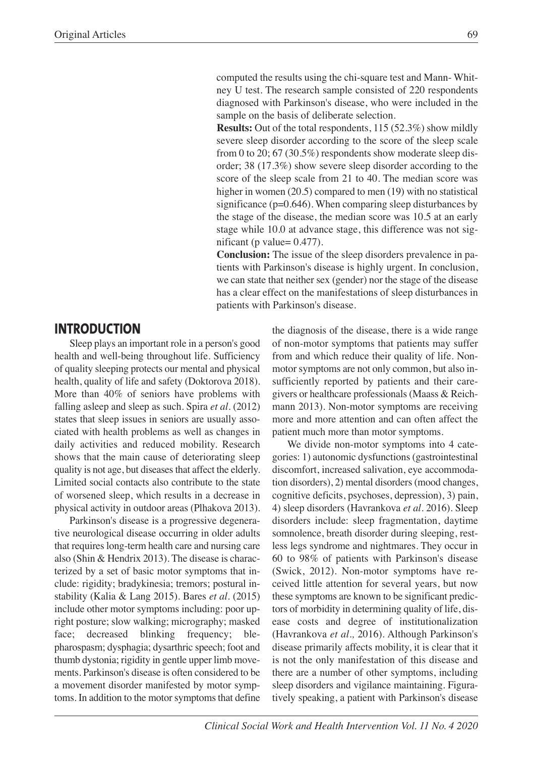computed the results using the chi-square test and Mann- Whitney U test. The research sample consisted of 220 respondents diagnosed with Parkinson's disease, who were included in the sample on the basis of deliberate selection.

**Results:** Out of the total respondents, 115 (52.3%) show mildly severe sleep disorder according to the score of the sleep scale from 0 to 20; 67 (30.5%) respondents show moderate sleep disorder; 38 (17.3%) show severe sleep disorder according to the score of the sleep scale from 21 to 40. The median score was higher in women (20.5) compared to men (19) with no statistical significance (p=0.646). When comparing sleep disturbances by the stage of the disease, the median score was 10.5 at an early stage while 10.0 at advance stage, this difference was not significant (p value= 0.477).

**Conclusion:** The issue of the sleep disorders prevalence in patients with Parkinson's disease is highly urgent. In conclusion, we can state that neither sex (gender) nor the stage of the disease has a clear effect on the manifestations of sleep disturbances in patients with Parkinson's disease.

## INTRODUCTION

Sleep plays an important role in a person's good health and well-being throughout life. Sufficiency of quality sleeping protects our mental and physical health, quality of life and safety (Doktorova 2018). More than 40% of seniors have problems with falling asleep and sleep as such. Spira *et al*. (2012) states that sleep issues in seniors are usually associated with health problems as well as changes in daily activities and reduced mobility. Research shows that the main cause of deteriorating sleep quality is not age, but diseases that affect the elderly. Limited social contacts also contribute to the state of worsened sleep, which results in a decrease in physical activity in outdoor areas (Plhakova 2013).

Parkinson's disease is a progressive degenerative neurological disease occurring in older adults that requires long-term health care and nursing care also (Shin & Hendrix 2013). The disease is characterized by a set of basic motor symptoms that include: rigidity; bradykinesia; tremors; postural instability (Kalia & Lang 2015). Bares *et al*. (2015) include other motor symptoms including: poor upright posture; slow walking; micrography; masked face; decreased blinking frequency; blepharospasm; dysphagia; dysarthric speech; foot and thumb dystonia; rigidity in gentle upper limb movements. Parkinson's disease is often considered to be a movement disorder manifested by motor symptoms. In addition to the motor symptoms that define the diagnosis of the disease, there is a wide range of non-motor symptoms that patients may suffer from and which reduce their quality of life. Non-motor symptoms are not only common, but also insufficiently reported by patients and their caregivers or healthcare professionals (Maass & Reichmann 2013). Non-motor symptoms are receiving more and more attention and can often affect the patient much more than motor symptoms.

We divide non-motor symptoms into 4 categories: 1) autonomic dysfunctions (gastrointestinal discomfort, increased salivation, eye accommodation disorders), 2) mental disorders (mood changes, cognitive deficits, psychoses, depression), 3) pain, 4) sleep disorders (Havrankova *et al*. 2016). Sleep disorders include: sleep fragmentation, daytime somnolence, breath disorder during sleeping, restless legs syndrome and nightmares. They occur in 60 to 98% of patients with Parkinson's disease (Swick, 2012). Non-motor symptoms have received little attention for several years, but now these symptoms are known to be significant predictors of morbidity in determining quality of life, disease costs and degree of institutionalization (Havrankova *et al.,* 2016). Although Parkinson's disease primarily affects mobility, it is clear that it is not the only manifestation of this disease and there are a number of other symptoms, including sleep disorders and vigilance maintaining. Figuratively speaking, a patient with Parkinson's disease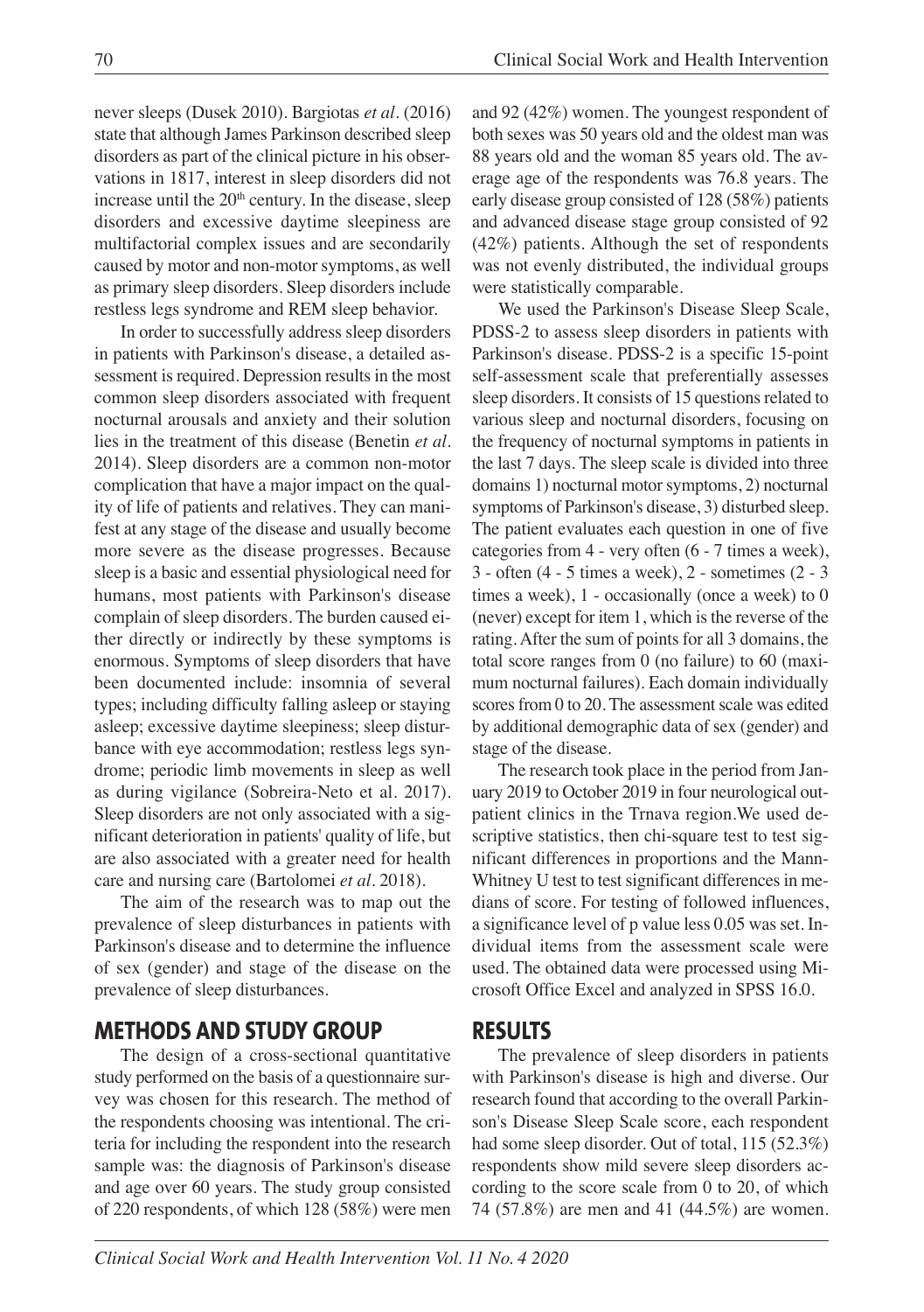never sleeps (Dusek 2010). Bargiotas *et al*. (2016) state that although James Parkinson described sleep disorders as part of the clinical picture in his observations in 1817, interest in sleep disorders did not increase until the 20th century. In the disease, sleep disorders and excessive daytime sleepiness are multifactorial complex issues and are secondarily caused by motor and non-motor symptoms, as well as primary sleep disorders. Sleep disorders include restless legs syndrome and REM sleep behavior.

In order to successfully address sleep disorders in patients with Parkinson's disease, a detailed assessment is required. Depression results in the most common sleep disorders associated with frequent nocturnal arousals and anxiety and their solution lies in the treatment of this disease (Benetin *et al*. 2014). Sleep disorders are a common non-motor complication that have a major impact on the quality of life of patients and relatives. They can manifest at any stage of the disease and usually become more severe as the disease progresses. Because sleep is a basic and essential physiological need for humans, most patients with Parkinson's disease complain of sleep disorders. The burden caused either directly or indirectly by these symptoms is enormous. Symptoms of sleep disorders that have been documented include: insomnia of several types; including difficulty falling asleep or staying asleep; excessive daytime sleepiness; sleep disturbance with eye accommodation; restless legs syndrome; periodic limb movements in sleep as well as during vigilance (Sobreira-Neto et al. 2017). Sleep disorders are not only associated with a significant deterioration in patients' quality of life, but are also associated with a greater need for health care and nursing care (Bartolomei *et al*. 2018).

The aim of the research was to map out the prevalence of sleep disturbances in patients with Parkinson's disease and to determine the influence of sex (gender) and stage of the disease on the prevalence of sleep disturbances.

## METHODS AND STUDY GROUP

The design of a cross-sectional quantitative study performed on the basis of a questionnaire survey was chosen for this research. The method of the respondents choosing was intentional. The criteria for including the respondent into the research sample was: the diagnosis of Parkinson's disease and age over 60 years. The study group consisted of 220 respondents, of which 128 (58%) were men and 92 (42%) women. The youngest respondent of both sexes was 50 years old and the oldest man was 88 years old and the woman 85 years old. The average age of the respondents was 76.8 years. The early disease group consisted of 128 (58%) patients and advanced disease stage group consisted of 92 (42%) patients. Although the set of respondents was not evenly distributed, the individual groups were statistically comparable.

We used the Parkinson's Disease Sleep Scale, PDSS-2 to assess sleep disorders in patients with Parkinson's disease. PDSS-2 is a specific 15-point self-assessment scale that preferentially assesses sleep disorders. It consists of 15 questions related to various sleep and nocturnal disorders, focusing on the frequency of nocturnal symptoms in patients in the last 7 days. The sleep scale is divided into three domains 1) nocturnal motor symptoms, 2) nocturnal symptoms of Parkinson's disease, 3) disturbed sleep. The patient evaluates each question in one of five categories from 4 - very often (6 - 7 times a week), 3 - often (4 - 5 times a week), 2 - sometimes (2 - 3 times a week), 1 - occasionally (once a week) to 0 (never) except for item 1, which is the reverse of the rating. After the sum of points for all 3 domains, the total score ranges from 0 (no failure) to 60 (maximum nocturnal failures). Each domain individually scores from 0 to 20. The assessment scale was edited by additional demographic data of sex (gender) and stage of the disease.

The research took place in the period from January 2019 to October 2019 in four neurological outpatient clinics in the Trnava region.We used descriptive statistics, then chi-square test to test significant differences in proportions and the Mann-Whitney U test to test significant differences in medians of score. For testing of followed influences, a significance level of p value less 0.05 was set. Individual items from the assessment scale were used. The obtained data were processed using Microsoft Office Excel and analyzed in SPSS 16.0.

## RESULTS

The prevalence of sleep disorders in patients with Parkinson's disease is high and diverse. Our research found that according to the overall Parkinson's Disease Sleep Scale score, each respondent had some sleep disorder. Out of total, 115 (52.3%) respondents show mild severe sleep disorders according to the score scale from 0 to 20, of which 74 (57.8%) are men and 41 (44.5%) are women.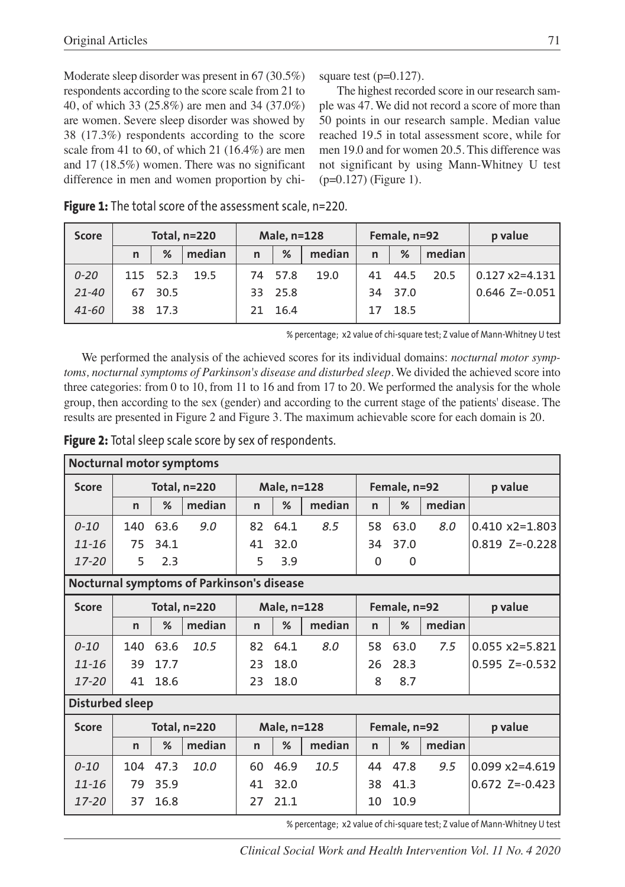Moderate sleep disorder was present in 67 (30.5%) respondents according to the score scale from 21 to 40, of which 33 (25.8%) are men and 34 (37.0%) are women. Severe sleep disorder was showed by 38 (17.3%) respondents according to the score scale from 41 to 60, of which 21 (16.4%) are men and 17 (18.5%) women. There was no significant difference in men and women proportion by chi-square test (p=0.127).

The highest recorded score in our research sample was 47. We did not record a score of more than 50 points in our research sample. Median value reached 19.5 in total assessment score, while for men 19.0 and for women 20.5. This difference was not significant by using Mann-Whitney U test (p=0.127) (Figure 1).

**Figure 1:** The total score of the assessment scale, n=220.

| Score | Total, n=220 | | | Male, n=128 | | | Female, n=92 | | | p value |
|---|---|---|---|---|---|---|---|---|---|---|
| | n | % | median | n | % | median | n | % | median | |
| *0-20* | 115 | 52.3 | 19.5 | 74 | 57.8 | 19.0 | 41 | 44.5 | 20.5 | 0.127 x2=4.131 |
| *21-40* | 67 | 30.5 | | 33 | 25.8 | | 34 | 37.0 | | 0.646 Z=-0.051 |
| *41-60* | 38 | 17.3 | | 21 | 16.4 | | 17 | 18.5 | | |

% percentage; x2 value of chi-square test; Z value of Mann-Whitney U test

We performed the analysis of the achieved scores for its individual domains: *nocturnal motor symptoms, nocturnal symptoms of Parkinson's disease and disturbed sleep*. We divided the achieved score into three categories: from 0 to 10, from 11 to 16 and from 17 to 20. We performed the analysis for the whole group, then according to the sex (gender) and according to the current stage of the patients' disease. The results are presented in Figure 2 and Figure 3. The maximum achievable score for each domain is 20.

**Figure 2:** Total sleep scale score by sex of respondents.

| **Nocturnal motor symptoms** | | | | | | | | | | |
|---|---|---|---|---|---|---|---|---|---|---|
| Score | Total, n=220 | | | Male, n=128 | | | Female, n=92 | | | p value |
| | n | % | median | n | % | median | n | % | median | |
| *0-10* | 140 | 63.6 | *9.0* | 82 | 64.1 | *8.5* | 58 | 63.0 | *8.0* | 0.410 x2=1.803 |
| *11-16* | 75 | 34.1 | | 41 | 32.0 | | 34 | 37.0 | | 0.819 Z=-0.228 |
| *17-20* | 5 | 2.3 | | 5 | 3.9 | | 0 | 0 | | |
| **Nocturnal symptoms of Parkinson's disease** | | | | | | | | | | |
| Score | Total, n=220 | | | Male, n=128 | | | Female, n=92 | | | p value |
| | n | % | median | n | % | median | n | % | median | |
| *0-10* | 140 | 63.6 | *10.5* | 82 | 64.1 | *8.0* | 58 | 63.0 | *7.5* | 0.055 x2=5.821 |
| *11-16* | 39 | 17.7 | | 23 | 18.0 | | 26 | 28.3 | | 0.595 Z=-0.532 |
| *17-20* | 41 | 18.6 | | 23 | 18.0 | | 8 | 8.7 | | |
| **Disturbed sleep** | | | | | | | | | | |
| Score | Total, n=220 | | | Male, n=128 | | | Female, n=92 | | | p value |
| | n | % | median | n | % | median | n | % | median | |
| *0-10* | 104 | 47.3 | *10.0* | 60 | 46.9 | *10.5* | 44 | 47.8 | *9.5* | 0.099 x2=4.619 |
| *11-16* | 79 | 35.9 | | 41 | 32.0 | | 38 | 41.3 | | 0.672 Z=-0.423 |
| *17-20* | 37 | 16.8 | | 27 | 21.1 | | 10 | 10.9 | | |

% percentage; x2 value of chi-square test; Z value of Mann-Whitney U test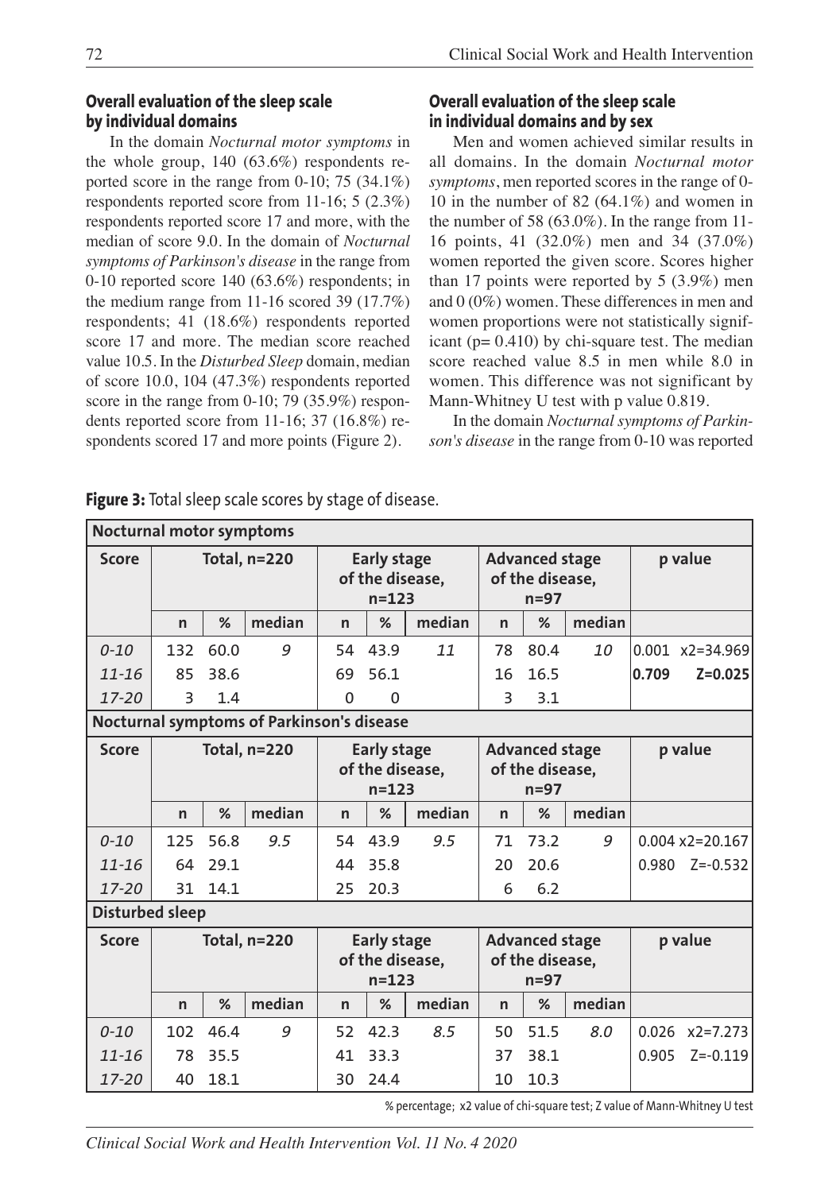### Overall evaluation of the sleep scale by individual domains

In the domain *Nocturnal motor symptoms* in the whole group, 140 (63.6%) respondents reported score in the range from 0-10; 75 (34.1%) respondents reported score from 11-16; 5 (2.3%) respondents reported score 17 and more, with the median of score 9.0. In the domain of *Nocturnal symptoms of Parkinson's disease* in the range from 0-10 reported score 140 (63.6%) respondents; in the medium range from 11-16 scored 39 (17.7%) respondents; 41 (18.6%) respondents reported score 17 and more. The median score reached value 10.5. In the *Disturbed Sleep* domain, median of score 10.0, 104 (47.3%) respondents reported score in the range from 0-10; 79 (35.9%) respondents reported score from 11-16; 37 (16.8%) respondents scored 17 and more points (Figure 2).

### Overall evaluation of the sleep scale in individual domains and by sex

Men and women achieved similar results in all domains. In the domain *Nocturnal motor symptoms*, men reported scores in the range of 0-10 in the number of 82 (64.1%) and women in the number of 58 (63.0%). In the range from 11-16 points, 41 (32.0%) men and 34 (37.0%) women reported the given score. Scores higher than 17 points were reported by 5 (3.9%) men and 0 (0%) women. These differences in men and women proportions were not statistically significant (p= 0.410) by chi-square test. The median score reached value 8.5 in men while 8.0 in women. This difference was not significant by Mann-Whitney U test with p value 0.819.

In the domain *Nocturnal symptoms of Parkinson's disease* in the range from 0-10 was reported

**Figure 3:** Total sleep scale scores by stage of disease.

| **Nocturnal motor symptoms** | | | | | | | | | | |
|---|---|---|---|---|---|---|---|---|---|---|
| **Score** | **Total, n=220** | | | **Early stage of the disease, n=123** | | | **Advanced stage of the disease, n=97** | | | **p value** |
| | **n** | **%** | **median** | **n** | **%** | **median** | **n** | **%** | **median** | |
| *0-10* | 132 | 60.0 | *9* | 54 | 43.9 | *11* | 78 | 80.4 | *10* | 0.001 x2=34.969 |
| *11-16* | 85 | 38.6 | | 69 | 56.1 | | 16 | 16.5 | | **0.709 Z=0.025** |
| *17-20* | 3 | 1.4 | | 0 | 0 | | 3 | 3.1 | | |
| **Nocturnal symptoms of Parkinson's disease** | | | | | | | | | | |
| **Score** | **Total, n=220** | | | **Early stage of the disease, n=123** | | | **Advanced stage of the disease, n=97** | | | **p value** |
| | **n** | **%** | **median** | **n** | **%** | **median** | **n** | **%** | **median** | |
| *0-10* | 125 | 56.8 | *9.5* | 54 | 43.9 | *9.5* | 71 | 73.2 | *9* | 0.004 x2=20.167 |
| *11-16* | 64 | 29.1 | | 44 | 35.8 | | 20 | 20.6 | | 0.980 Z=-0.532 |
| *17-20* | 31 | 14.1 | | 25 | 20.3 | | 6 | 6.2 | | |
| **Disturbed sleep** | | | | | | | | | | |
| **Score** | **Total, n=220** | | | **Early stage of the disease, n=123** | | | **Advanced stage of the disease, n=97** | | | **p value** |
| | **n** | **%** | **median** | **n** | **%** | **median** | **n** | **%** | **median** | |
| *0-10* | 102 | 46.4 | *9* | 52 | 42.3 | *8.5* | 50 | 51.5 | *8.0* | 0.026 x2=7.273 |
| *11-16* | 78 | 35.5 | | 41 | 33.3 | | 37 | 38.1 | | 0.905 Z=-0.119 |
| *17-20* | 40 | 18.1 | | 30 | 24.4 | | 10 | 10.3 | | |

% percentage; x2 value of chi-square test; Z value of Mann-Whitney U test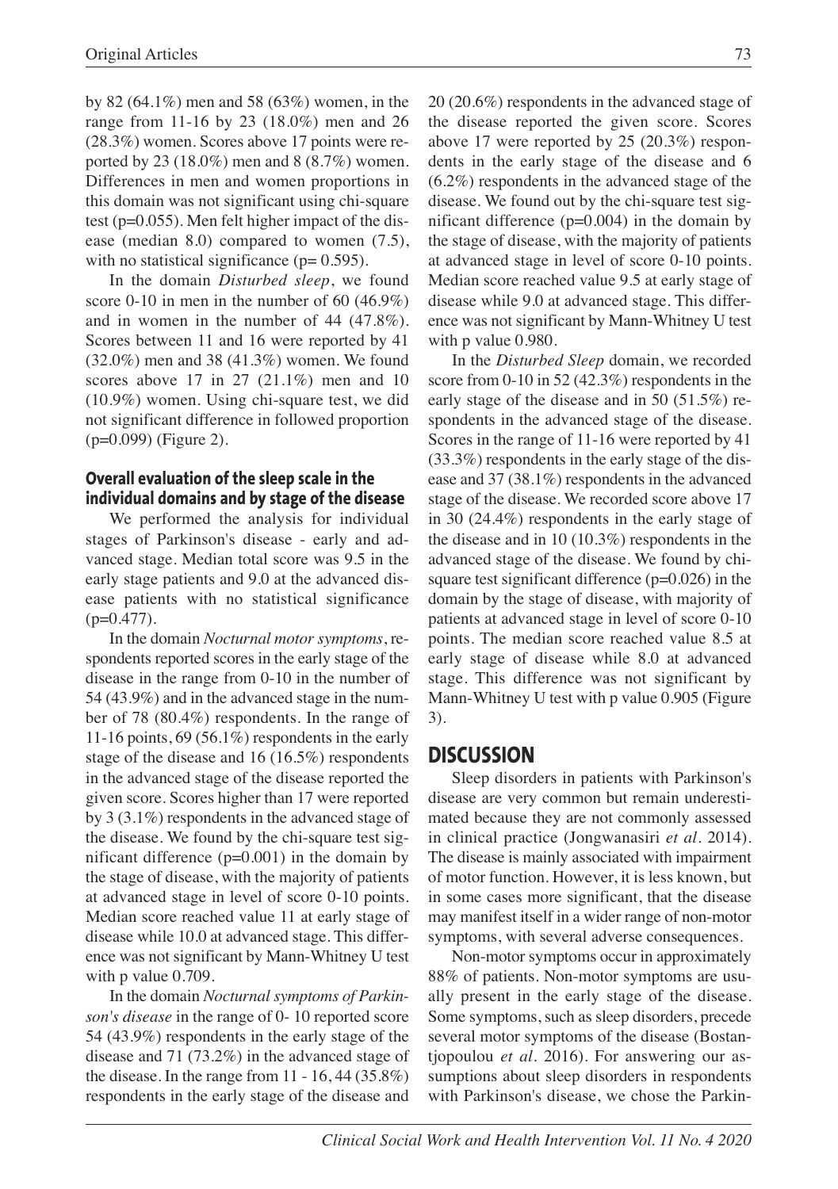by 82 (64.1%) men and 58 (63%) women, in the range from 11-16 by 23 (18.0%) men and 26 (28.3%) women. Scores above 17 points were reported by 23 (18.0%) men and 8 (8.7%) women. Differences in men and women proportions in this domain was not significant using chi-square test (p=0.055). Men felt higher impact of the disease (median 8.0) compared to women (7.5), with no statistical significance (p= 0.595).

In the domain *Disturbed sleep*, we found score 0-10 in men in the number of 60 (46.9%) and in women in the number of 44 (47.8%). Scores between 11 and 16 were reported by 41 (32.0%) men and 38 (41.3%) women. We found scores above 17 in 27 (21.1%) men and 10 (10.9%) women. Using chi-square test, we did not significant difference in followed proportion (p=0.099) (Figure 2).

### Overall evaluation of the sleep scale in the individual domains and by stage of the disease

We performed the analysis for individual stages of Parkinson's disease - early and advanced stage. Median total score was 9.5 in the early stage patients and 9.0 at the advanced disease patients with no statistical significance (p=0.477).

In the domain *Nocturnal motor symptoms*, respondents reported scores in the early stage of the disease in the range from 0-10 in the number of 54 (43.9%) and in the advanced stage in the number of 78 (80.4%) respondents. In the range of 11-16 points, 69 (56.1%) respondents in the early stage of the disease and 16 (16.5%) respondents in the advanced stage of the disease reported the given score. Scores higher than 17 were reported by 3 (3.1%) respondents in the advanced stage of the disease. We found by the chi-square test significant difference (p=0.001) in the domain by the stage of disease, with the majority of patients at advanced stage in level of score 0-10 points. Median score reached value 11 at early stage of disease while 10.0 at advanced stage. This difference was not significant by Mann-Whitney U test with p value 0.709.

In the domain *Nocturnal symptoms of Parkinson's disease* in the range of 0- 10 reported score 54 (43.9%) respondents in the early stage of the disease and 71 (73.2%) in the advanced stage of the disease. In the range from 11 - 16, 44 (35.8%) respondents in the early stage of the disease and 20 (20.6%) respondents in the advanced stage of the disease reported the given score. Scores above 17 were reported by 25 (20.3%) respondents in the early stage of the disease and 6 (6.2%) respondents in the advanced stage of the disease. We found out by the chi-square test significant difference (p=0.004) in the domain by the stage of disease, with the majority of patients at advanced stage in level of score 0-10 points. Median score reached value 9.5 at early stage of disease while 9.0 at advanced stage. This difference was not significant by Mann-Whitney U test with p value 0.980.

In the *Disturbed Sleep* domain, we recorded score from 0-10 in 52 (42.3%) respondents in the early stage of the disease and in 50 (51.5%) respondents in the advanced stage of the disease. Scores in the range of 11-16 were reported by 41 (33.3%) respondents in the early stage of the disease and 37 (38.1%) respondents in the advanced stage of the disease. We recorded score above 17 in 30 (24.4%) respondents in the early stage of the disease and in 10 (10.3%) respondents in the advanced stage of the disease. We found by chi-square test significant difference (p=0.026) in the domain by the stage of disease, with majority of patients at advanced stage in level of score 0-10 points. The median score reached value 8.5 at early stage of disease while 8.0 at advanced stage. This difference was not significant by Mann-Whitney U test with p value 0.905 (Figure 3).

## DISCUSSION

Sleep disorders in patients with Parkinson's disease are very common but remain underestimated because they are not commonly assessed in clinical practice (Jongwanasiri *et al*. 2014). The disease is mainly associated with impairment of motor function. However, it is less known, but in some cases more significant, that the disease may manifest itself in a wider range of non-motor symptoms, with several adverse consequences.

Non-motor symptoms occur in approximately 88% of patients. Non-motor symptoms are usually present in the early stage of the disease. Some symptoms, such as sleep disorders, precede several motor symptoms of the disease (Bostantjopoulou *et al*. 2016). For answering our assumptions about sleep disorders in respondents with Parkinson's disease, we chose the Parkin-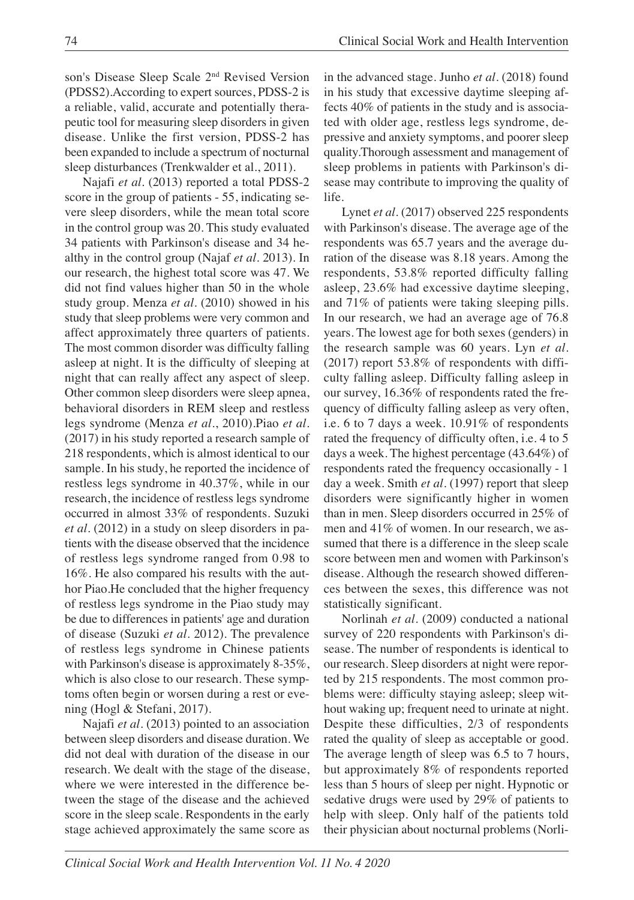son's Disease Sleep Scale 2nd Revised Version (PDSS2).According to expert sources, PDSS-2 is a reliable, valid, accurate and potentially therapeutic tool for measuring sleep disorders in given disease. Unlike the first version, PDSS-2 has been expanded to include a spectrum of nocturnal sleep disturbances (Trenkwalder et al., 2011).

Najafi *et al.* (2013) reported a total PDSS-2 score in the group of patients - 55, indicating severe sleep disorders, while the mean total score in the control group was 20. This study evaluated 34 patients with Parkinson's disease and 34 healthy in the control group (Najaf *et al.* 2013). In our research, the highest total score was 47. We did not find values higher than 50 in the whole study group. Menza *et al.* (2010) showed in his study that sleep problems were very common and affect approximately three quarters of patients. The most common disorder was difficulty falling asleep at night. It is the difficulty of sleeping at night that can really affect any aspect of sleep. Other common sleep disorders were sleep apnea, behavioral disorders in REM sleep and restless legs syndrome (Menza *et al.*, 2010).Piao *et al.* (2017) in his study reported a research sample of 218 respondents, which is almost identical to our sample. In his study, he reported the incidence of restless legs syndrome in 40.37%, while in our research, the incidence of restless legs syndrome occurred in almost 33% of respondents. Suzuki *et al.* (2012) in a study on sleep disorders in patients with the disease observed that the incidence of restless legs syndrome ranged from 0.98 to 16%. He also compared his results with the author Piao.He concluded that the higher frequency of restless legs syndrome in the Piao study may be due to differences in patients' age and duration of disease (Suzuki *et al.* 2012). The prevalence of restless legs syndrome in Chinese patients with Parkinson's disease is approximately 8-35%, which is also close to our research. These symptoms often begin or worsen during a rest or evening (Hogl & Stefani, 2017).

Najafi *et al.* (2013) pointed to an association between sleep disorders and disease duration. We did not deal with duration of the disease in our research. We dealt with the stage of the disease, where we were interested in the difference between the stage of the disease and the achieved score in the sleep scale. Respondents in the early stage achieved approximately the same score as in the advanced stage. Junho *et al.* (2018) found in his study that excessive daytime sleeping affects 40% of patients in the study and is associated with older age, restless legs syndrome, depressive and anxiety symptoms, and poorer sleep quality.Thorough assessment and management of sleep problems in patients with Parkinson's disease may contribute to improving the quality of life.

Lynet *et al.* (2017) observed 225 respondents with Parkinson's disease. The average age of the respondents was 65.7 years and the average duration of the disease was 8.18 years. Among the respondents, 53.8% reported difficulty falling asleep, 23.6% had excessive daytime sleeping, and 71% of patients were taking sleeping pills. In our research, we had an average age of 76.8 years. The lowest age for both sexes (genders) in the research sample was 60 years. Lyn *et al.* (2017) report 53.8% of respondents with difficulty falling asleep. Difficulty falling asleep in our survey, 16.36% of respondents rated the frequency of difficulty falling asleep as very often, i.e. 6 to 7 days a week. 10.91% of respondents rated the frequency of difficulty often, i.e. 4 to 5 days a week. The highest percentage (43.64%) of respondents rated the frequency occasionally - 1 day a week. Smith *et al.* (1997) report that sleep disorders were significantly higher in women than in men. Sleep disorders occurred in 25% of men and 41% of women. In our research, we assumed that there is a difference in the sleep scale score between men and women with Parkinson's disease. Although the research showed differences between the sexes, this difference was not statistically significant.

Norlinah *et al.* (2009) conducted a national survey of 220 respondents with Parkinson's disease. The number of respondents is identical to our research. Sleep disorders at night were reported by 215 respondents. The most common problems were: difficulty staying asleep; sleep without waking up; frequent need to urinate at night. Despite these difficulties, 2/3 of respondents rated the quality of sleep as acceptable or good. The average length of sleep was 6.5 to 7 hours, but approximately 8% of respondents reported less than 5 hours of sleep per night. Hypnotic or sedative drugs were used by 29% of patients to help with sleep. Only half of the patients told their physician about nocturnal problems (Norli-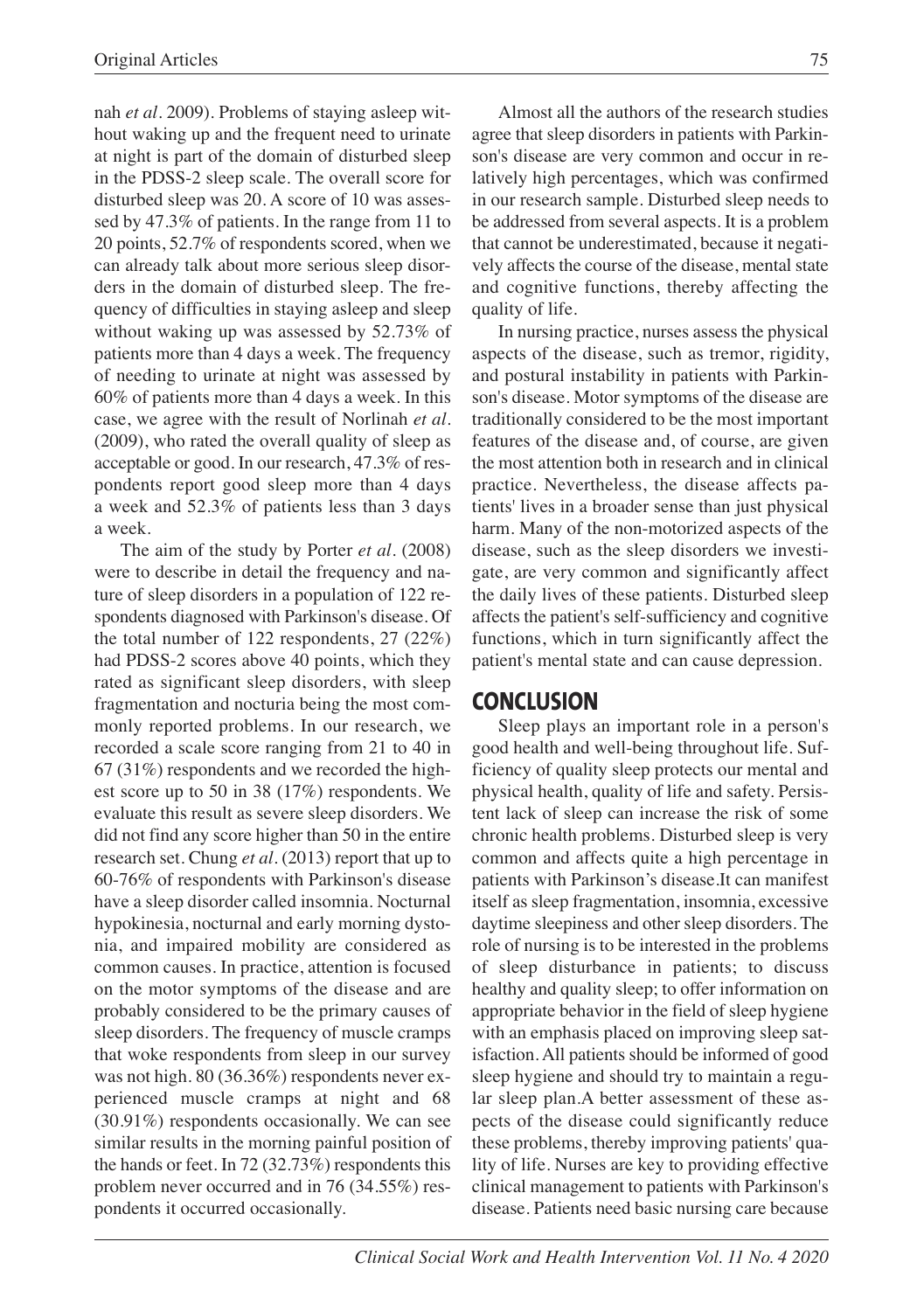nah *et al.* 2009). Problems of staying asleep without waking up and the frequent need to urinate at night is part of the domain of disturbed sleep in the PDSS-2 sleep scale. The overall score for disturbed sleep was 20. A score of 10 was assessed by 47.3% of patients. In the range from 11 to 20 points, 52.7% of respondents scored, when we can already talk about more serious sleep disorders in the domain of disturbed sleep. The frequency of difficulties in staying asleep and sleep without waking up was assessed by 52.73% of patients more than 4 days a week. The frequency of needing to urinate at night was assessed by 60% of patients more than 4 days a week. In this case, we agree with the result of Norlinah *et al.* (2009), who rated the overall quality of sleep as acceptable or good. In our research, 47.3% of respondents report good sleep more than 4 days a week and 52.3% of patients less than 3 days a week.

The aim of the study by Porter *et al.* (2008) were to describe in detail the frequency and nature of sleep disorders in a population of 122 respondents diagnosed with Parkinson's disease. Of the total number of 122 respondents, 27 (22%) had PDSS-2 scores above 40 points, which they rated as significant sleep disorders, with sleep fragmentation and nocturia being the most commonly reported problems. In our research, we recorded a scale score ranging from 21 to 40 in 67 (31%) respondents and we recorded the highest score up to 50 in 38 (17%) respondents. We evaluate this result as severe sleep disorders. We did not find any score higher than 50 in the entire research set. Chung *et al.* (2013) report that up to 60-76% of respondents with Parkinson's disease have a sleep disorder called insomnia. Nocturnal hypokinesia, nocturnal and early morning dystonia, and impaired mobility are considered as common causes. In practice, attention is focused on the motor symptoms of the disease and are probably considered to be the primary causes of sleep disorders. The frequency of muscle cramps that woke respondents from sleep in our survey was not high. 80 (36.36%) respondents never experienced muscle cramps at night and 68 (30.91%) respondents occasionally. We can see similar results in the morning painful position of the hands or feet. In 72 (32.73%) respondents this problem never occurred and in 76 (34.55%) respondents it occurred occasionally.

Almost all the authors of the research studies agree that sleep disorders in patients with Parkinson's disease are very common and occur in relatively high percentages, which was confirmed in our research sample. Disturbed sleep needs to be addressed from several aspects. It is a problem that cannot be underestimated, because it negatively affects the course of the disease, mental state and cognitive functions, thereby affecting the quality of life.

In nursing practice, nurses assess the physical aspects of the disease, such as tremor, rigidity, and postural instability in patients with Parkinson's disease. Motor symptoms of the disease are traditionally considered to be the most important features of the disease and, of course, are given the most attention both in research and in clinical practice. Nevertheless, the disease affects patients' lives in a broader sense than just physical harm. Many of the non-motorized aspects of the disease, such as the sleep disorders we investigate, are very common and significantly affect the daily lives of these patients. Disturbed sleep affects the patient's self-sufficiency and cognitive functions, which in turn significantly affect the patient's mental state and can cause depression.

## CONCLUSION

Sleep plays an important role in a person's good health and well-being throughout life. Sufficiency of quality sleep protects our mental and physical health, quality of life and safety. Persistent lack of sleep can increase the risk of some chronic health problems. Disturbed sleep is very common and affects quite a high percentage in patients with Parkinson's disease.It can manifest itself as sleep fragmentation, insomnia, excessive daytime sleepiness and other sleep disorders. The role of nursing is to be interested in the problems of sleep disturbance in patients; to discuss healthy and quality sleep; to offer information on appropriate behavior in the field of sleep hygiene with an emphasis placed on improving sleep satisfaction. All patients should be informed of good sleep hygiene and should try to maintain a regular sleep plan.A better assessment of these aspects of the disease could significantly reduce these problems, thereby improving patients' quality of life. Nurses are key to providing effective clinical management to patients with Parkinson's disease. Patients need basic nursing care because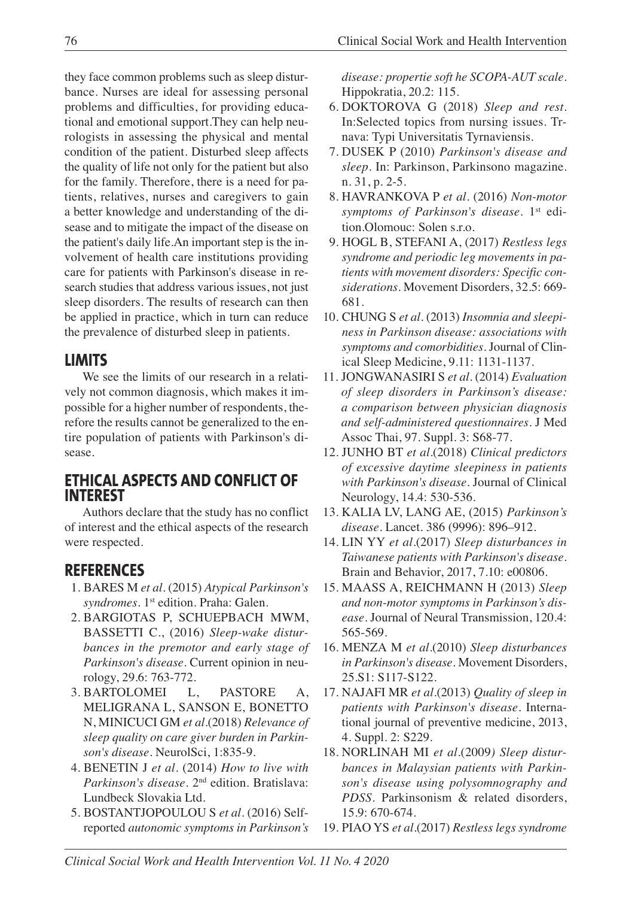they face common problems such as sleep disturbance. Nurses are ideal for assessing personal problems and difficulties, for providing educational and emotional support.They can help neurologists in assessing the physical and mental condition of the patient. Disturbed sleep affects the quality of life not only for the patient but also for the family. Therefore, there is a need for patients, relatives, nurses and caregivers to gain a better knowledge and understanding of the disease and to mitigate the impact of the disease on the patient's daily life.An important step is the involvement of health care institutions providing care for patients with Parkinson's disease in research studies that address various issues, not just sleep disorders. The results of research can then be applied in practice, which in turn can reduce the prevalence of disturbed sleep in patients.

## LIMITS

We see the limits of our research in a relatively not common diagnosis, which makes it impossible for a higher number of respondents, therefore the results cannot be generalized to the entire population of patients with Parkinson's disease.

## ETHICAL ASPECTS AND CONFLICT OF INTEREST

Authors declare that the study has no conflict of interest and the ethical aspects of the research were respected.

## REFERENCES

1. BARES M *et al*. (2015) *Atypical Parkinson's syndromes*. 1st edition. Praha: Galen.
2. BARGIOTAS P, SCHUEPBACH MWM, BASSETTI C., (2016) *Sleep-wake disturbances in the premotor and early stage of Parkinson's disease*. Current opinion in neurology, 29.6: 763-772.
3. BARTOLOMEI L, PASTORE A, MELIGRANA L, SANSON E, BONETTO N, MINICUCI GM *et al*.(2018) *Relevance of sleep quality on care giver burden in Parkinson's disease*. NeurolSci, 1:835-9.
4. BENETIN J *et al*. (2014) *How to live with Parkinson's disease*. 2nd edition. Bratislava: Lundbeck Slovakia Ltd.
5. BOSTANTJOPOULOU S *et al*. (2016) Self-reported *autonomic symptoms in Parkinson's disease: propertie soft he SCOPA-AUT scale*. Hippokratia, 20.2: 115.
6. DOKTOROVA G (2018) *Sleep and rest*. In:Selected topics from nursing issues. Trnava: Typi Universitatis Tyrnaviensis.
7. DUSEK P (2010) *Parkinson's disease and sleep*. In: Parkinson, Parkinsono magazine. n. 31, p. 2-5.
8. HAVRANKOVA P *et al*. (2016) *Non-motor symptoms of Parkinson's disease*. 1st edition.Olomouc: Solen s.r.o.
9. HOGL B, STEFANI A, (2017) *Restless legs syndrome and periodic leg movements in patients with movement disorders: Specific considerations*. Movement Disorders, 32.5: 669-681.
10. CHUNG S *et al*. (2013) *Insomnia and sleepiness in Parkinson disease: associations with symptoms and comorbidities*. Journal of Clinical Sleep Medicine, 9.11: 1131-1137.
11. JONGWANASIRI S *et al*. (2014) *Evaluation of sleep disorders in Parkinson's disease: a comparison between physician diagnosis and self-administered questionnaires*. J Med Assoc Thai, 97. Suppl. 3: S68-77.
12. JUNHO BT *et al*.(2018) *Clinical predictors of excessive daytime sleepiness in patients with Parkinson's disease*. Journal of Clinical Neurology, 14.4: 530-536.
13. KALIA LV, LANG AE, (2015) *Parkinson's disease*. Lancet. 386 (9996): 896–912.
14. LIN YY *et al*.(2017) *Sleep disturbances in Taiwanese patients with Parkinson's disease*. Brain and Behavior, 2017, 7.10: e00806.
15. MAASS A, REICHMANN H (2013) *Sleep and non-motor symptoms in Parkinson's disease*. Journal of Neural Transmission, 120.4: 565-569.
16. MENZA M *et al*.(2010) *Sleep disturbances in Parkinson's disease*. Movement Disorders, 25.S1: S117-S122.
17. NAJAFI MR *et al*.(2013) *Quality of sleep in patients with Parkinson's disease*. International journal of preventive medicine, 2013, 4. Suppl. 2: S229.
18. NORLINAH MI *et al*.(2009*) Sleep disturbances in Malaysian patients with Parkinson's disease using polysomnography and PDSS*. Parkinsonism & related disorders, 15.9: 670-674.
19. PIAO YS *et al*.(2017) *Restless legs syndrome*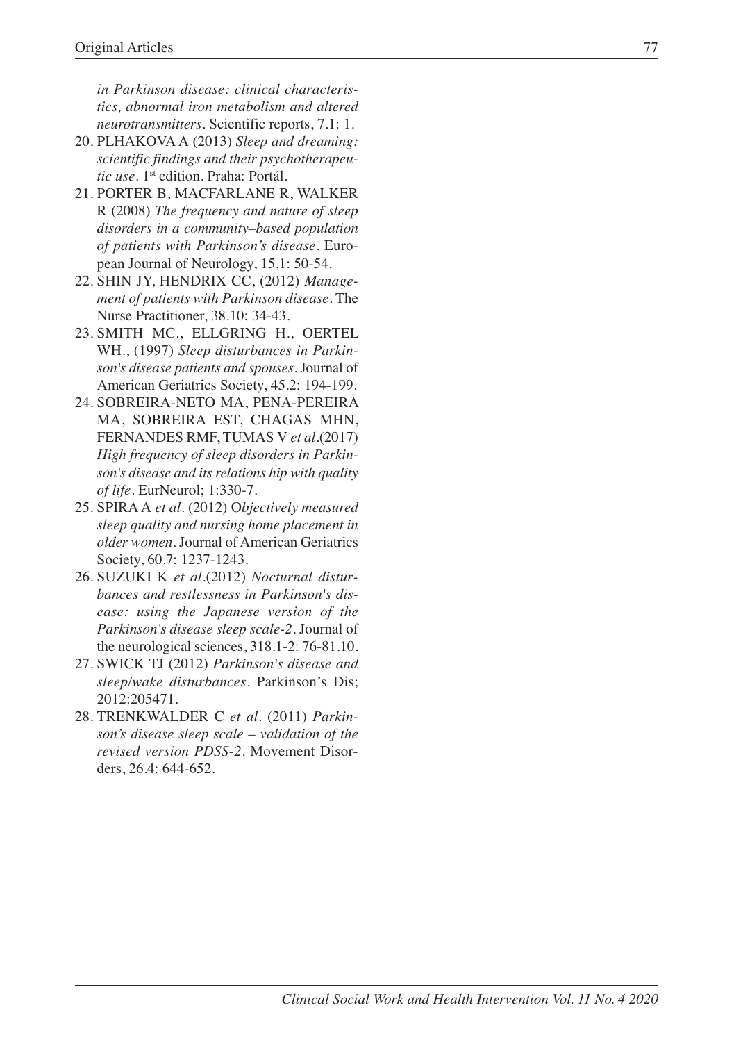*in Parkinson disease: clinical characteristics, abnormal iron metabolism and altered neurotransmitters*. Scientific reports, 7.1: 1.

20. PLHAKOVA A (2013) *Sleep and dreaming: scientific findings and their psychotherapeutic use*. 1st edition. Praha: Portál.
21. PORTER B, MACFARLANE R, WALKER R (2008) *The frequency and nature of sleep disorders in a community–based population of patients with Parkinson's disease*. European Journal of Neurology, 15.1: 50-54.
22. SHIN JY, HENDRIX CC, (2012) *Management of patients with Parkinson disease*. The Nurse Practitioner, 38.10: 34-43.
23. SMITH MC., ELLGRING H., OERTEL WH., (1997) *Sleep disturbances in Parkinson's disease patients and spouses*. Journal of American Geriatrics Society, 45.2: 194-199.
24. SOBREIRA-NETO MA, PENA-PEREIRA MA, SOBREIRA EST, CHAGAS MHN, FERNANDES RMF, TUMAS V *et al*.(2017) *High frequency of sleep disorders in Parkinson's disease and its relations hip with quality of life*. EurNeurol; 1:330-7.
25. SPIRA A *et al*. (2012) O*bjectively measured sleep quality and nursing home placement in older women*. Journal of American Geriatrics Society, 60.7: 1237-1243.
26. SUZUKI K *et al*.(2012) *Nocturnal disturbances and restlessness in Parkinson's disease: using the Japanese version of the Parkinson's disease sleep scale-2*. Journal of the neurological sciences, 318.1-2: 76-81.10.
27. SWICK TJ (2012) *Parkinson's disease and sleep/wake disturbances*. Parkinson's Dis; 2012:205471.
28. TRENKWALDER C *et al*. (2011) *Parkinson's disease sleep scale – validation of the revised version PDSS-2*. Movement Disorders, 26.4: 644-652.